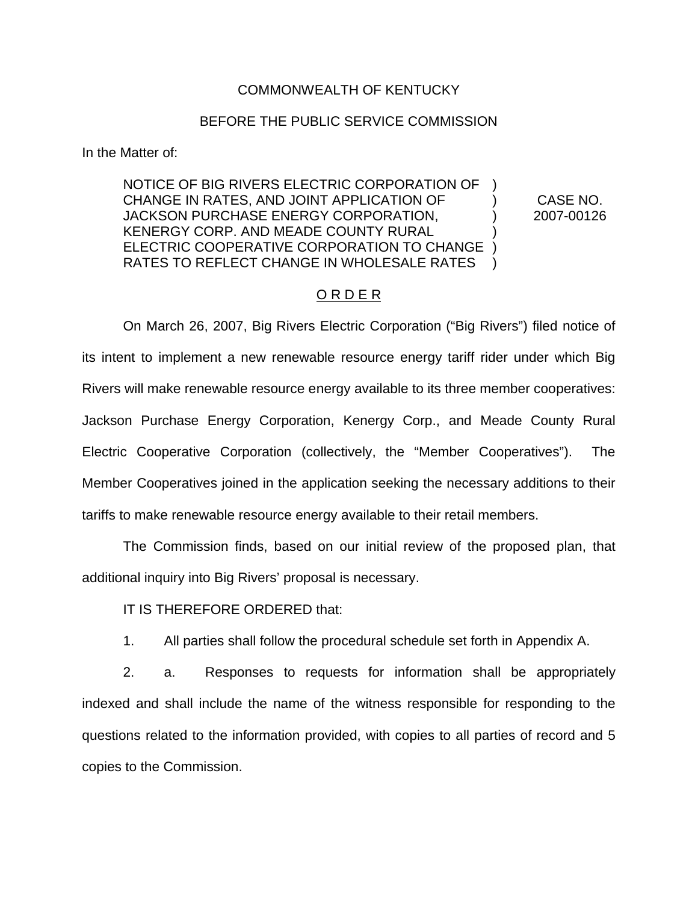COMMONWEALTH OF KENTUCKY

BEFORE THE PUBLIC SERVICE COMMISSION

In the Matter of:

| | | |
|---|---|---|
| NOTICE OF BIG RIVERS ELECTRIC CORPORATION OF CHANGE IN RATES, AND JOINT APPLICATION OF JACKSON PURCHASE ENERGY CORPORATION, KENERGY CORP. AND MEADE COUNTY RURAL ELECTRIC COOPERATIVE CORPORATION TO CHANGE RATES TO REFLECT CHANGE IN WHOLESALE RATES | ) ) ) ) ) ) | CASE NO. 2007-00126 |

# O R D E R

On March 26, 2007, Big Rivers Electric Corporation ("Big Rivers") filed notice of its intent to implement a new renewable resource energy tariff rider under which Big Rivers will make renewable resource energy available to its three member cooperatives: Jackson Purchase Energy Corporation, Kenergy Corp., and Meade County Rural Electric Cooperative Corporation (collectively, the "Member Cooperatives"). The Member Cooperatives joined in the application seeking the necessary additions to their tariffs to make renewable resource energy available to their retail members.

The Commission finds, based on our initial review of the proposed plan, that additional inquiry into Big Rivers' proposal is necessary.

IT IS THEREFORE ORDERED that:

1. All parties shall follow the procedural schedule set forth in Appendix A.

2. a. Responses to requests for information shall be appropriately indexed and shall include the name of the witness responsible for responding to the questions related to the information provided, with copies to all parties of record and 5 copies to the Commission.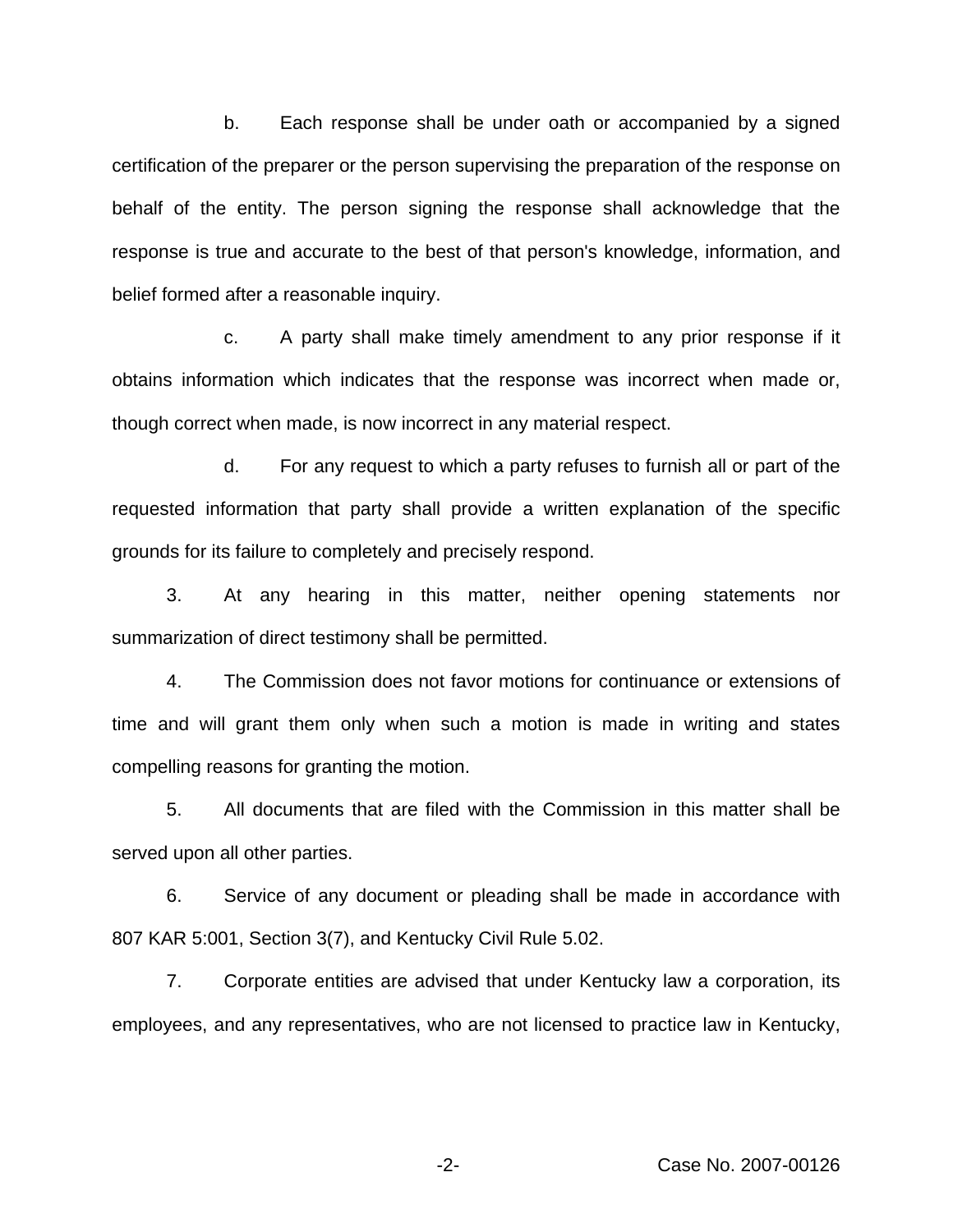b. Each response shall be under oath or accompanied by a signed certification of the preparer or the person supervising the preparation of the response on behalf of the entity. The person signing the response shall acknowledge that the response is true and accurate to the best of that person's knowledge, information, and belief formed after a reasonable inquiry.

c. A party shall make timely amendment to any prior response if it obtains information which indicates that the response was incorrect when made or, though correct when made, is now incorrect in any material respect.

d. For any request to which a party refuses to furnish all or part of the requested information that party shall provide a written explanation of the specific grounds for its failure to completely and precisely respond.

3. At any hearing in this matter, neither opening statements nor summarization of direct testimony shall be permitted.

4. The Commission does not favor motions for continuance or extensions of time and will grant them only when such a motion is made in writing and states compelling reasons for granting the motion.

5. All documents that are filed with the Commission in this matter shall be served upon all other parties.

6. Service of any document or pleading shall be made in accordance with 807 KAR 5:001, Section 3(7), and Kentucky Civil Rule 5.02.

7. Corporate entities are advised that under Kentucky law a corporation, its employees, and any representatives, who are not licensed to practice law in Kentucky,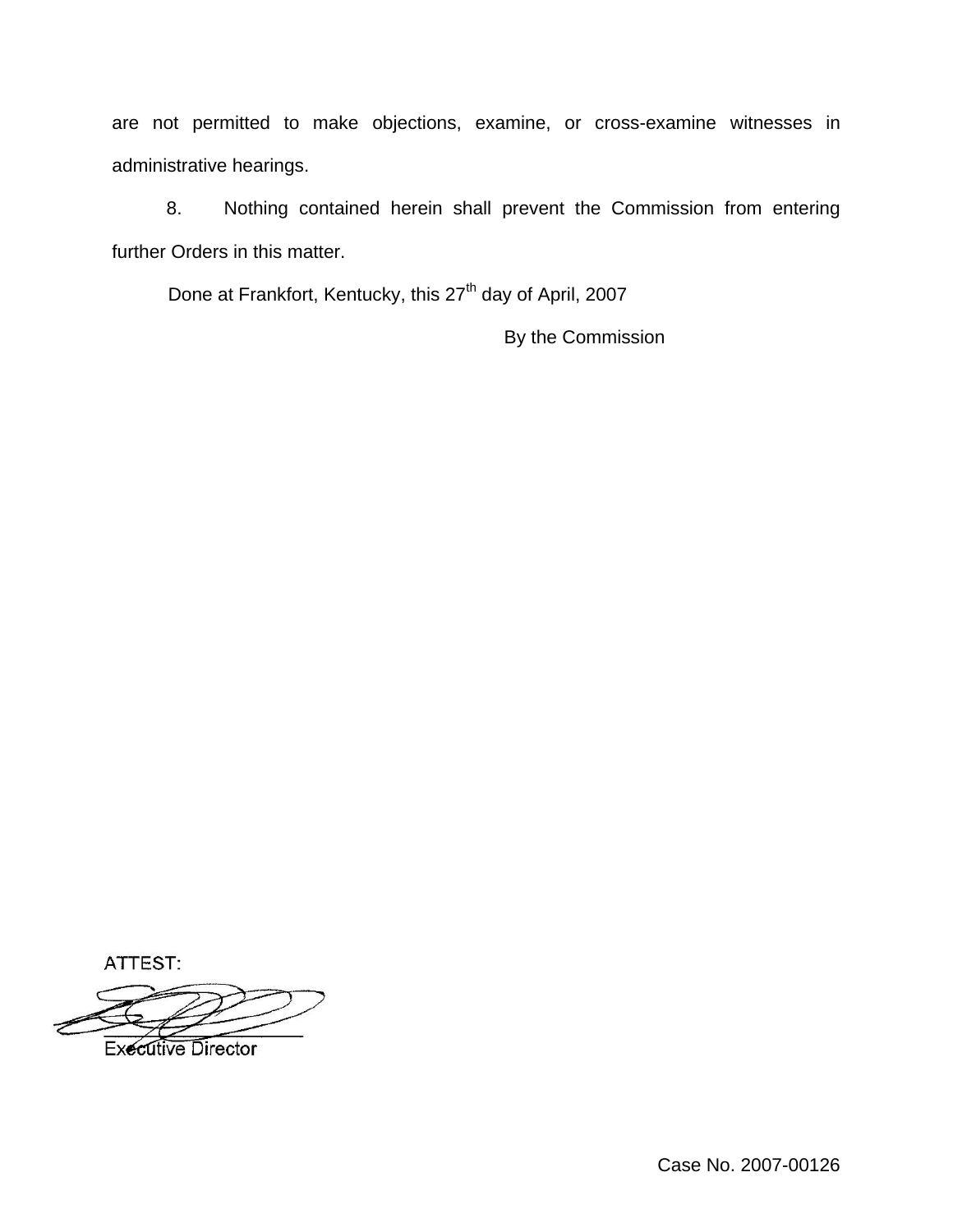are not permitted to make objections, examine, or cross-examine witnesses in administrative hearings.

8. Nothing contained herein shall prevent the Commission from entering further Orders in this matter.

Done at Frankfort, Kentucky, this 27th day of April, 2007

By the Commission

ATTEST:

Executive Director

Case No. 2007-00126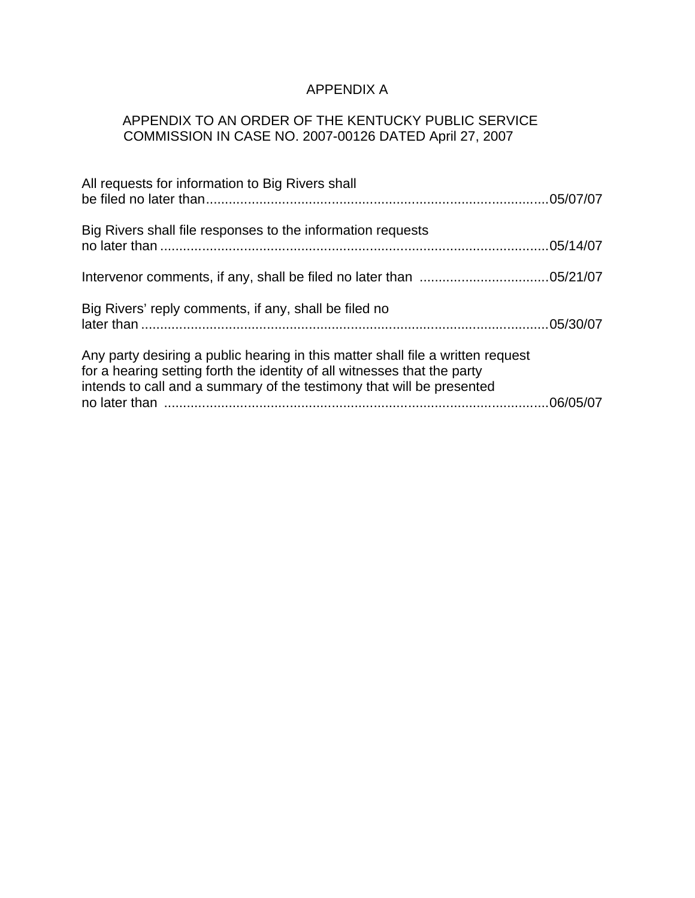APPENDIX A

APPENDIX TO AN ORDER OF THE KENTUCKY PUBLIC SERVICE COMMISSION IN CASE NO. 2007-00126 DATED April 27, 2007

All requests for information to Big Rivers shall be filed no later than..........................................................................................05/07/07

Big Rivers shall file responses to the information requests no later than .....................................................................................................05/14/07

Intervenor comments, if any, shall be filed no later than ..................................05/21/07

Big Rivers' reply comments, if any, shall be filed no later than ..........................................................................................................05/30/07

Any party desiring a public hearing in this matter shall file a written request for a hearing setting forth the identity of all witnesses that the party intends to call and a summary of the testimony that will be presented no later than ....................................................................................................06/05/07